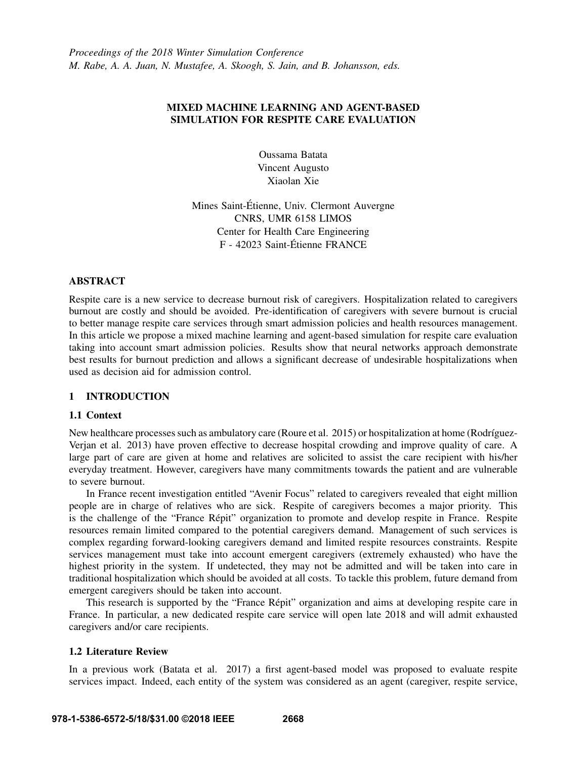# MIXED MACHINE LEARNING AND AGENT-BASED SIMULATION FOR RESPITE CARE EVALUATION

Oussama Batata
Vincent Augusto
Xiaolan Xie

Mines Saint-Étienne, Univ. Clermont Auvergne
CNRS, UMR 6158 LIMOS
Center for Health Care Engineering
F - 42023 Saint-Étienne FRANCE

## ABSTRACT

Respite care is a new service to decrease burnout risk of caregivers. Hospitalization related to caregivers burnout are costly and should be avoided. Pre-identification of caregivers with severe burnout is crucial to better manage respite care services through smart admission policies and health resources management. In this article we propose a mixed machine learning and agent-based simulation for respite care evaluation taking into account smart admission policies. Results show that neural networks approach demonstrate best results for burnout prediction and allows a significant decrease of undesirable hospitalizations when used as decision aid for admission control.

## 1 INTRODUCTION

### 1.1 Context

New healthcare processes such as ambulatory care (Roure et al. 2015) or hospitalization at home (Rodríguez-Verjan et al. 2013) have proven effective to decrease hospital crowding and improve quality of care. A large part of care are given at home and relatives are solicited to assist the care recipient with his/her everyday treatment. However, caregivers have many commitments towards the patient and are vulnerable to severe burnout.

In France recent investigation entitled "Avenir Focus" related to caregivers revealed that eight million people are in charge of relatives who are sick. Respite of caregivers becomes a major priority. This is the challenge of the "France Répit" organization to promote and develop respite in France. Respite resources remain limited compared to the potential caregivers demand. Management of such services is complex regarding forward-looking caregivers demand and limited respite resources constraints. Respite services management must take into account emergent caregivers (extremely exhausted) who have the highest priority in the system. If undetected, they may not be admitted and will be taken into care in traditional hospitalization which should be avoided at all costs. To tackle this problem, future demand from emergent caregivers should be taken into account.

This research is supported by the "France Répit" organization and aims at developing respite care in France. In particular, a new dedicated respite care service will open late 2018 and will admit exhausted caregivers and/or care recipients.

### 1.2 Literature Review

In a previous work (Batata et al. 2017) a first agent-based model was proposed to evaluate respite services impact. Indeed, each entity of the system was considered as an agent (caregiver, respite service,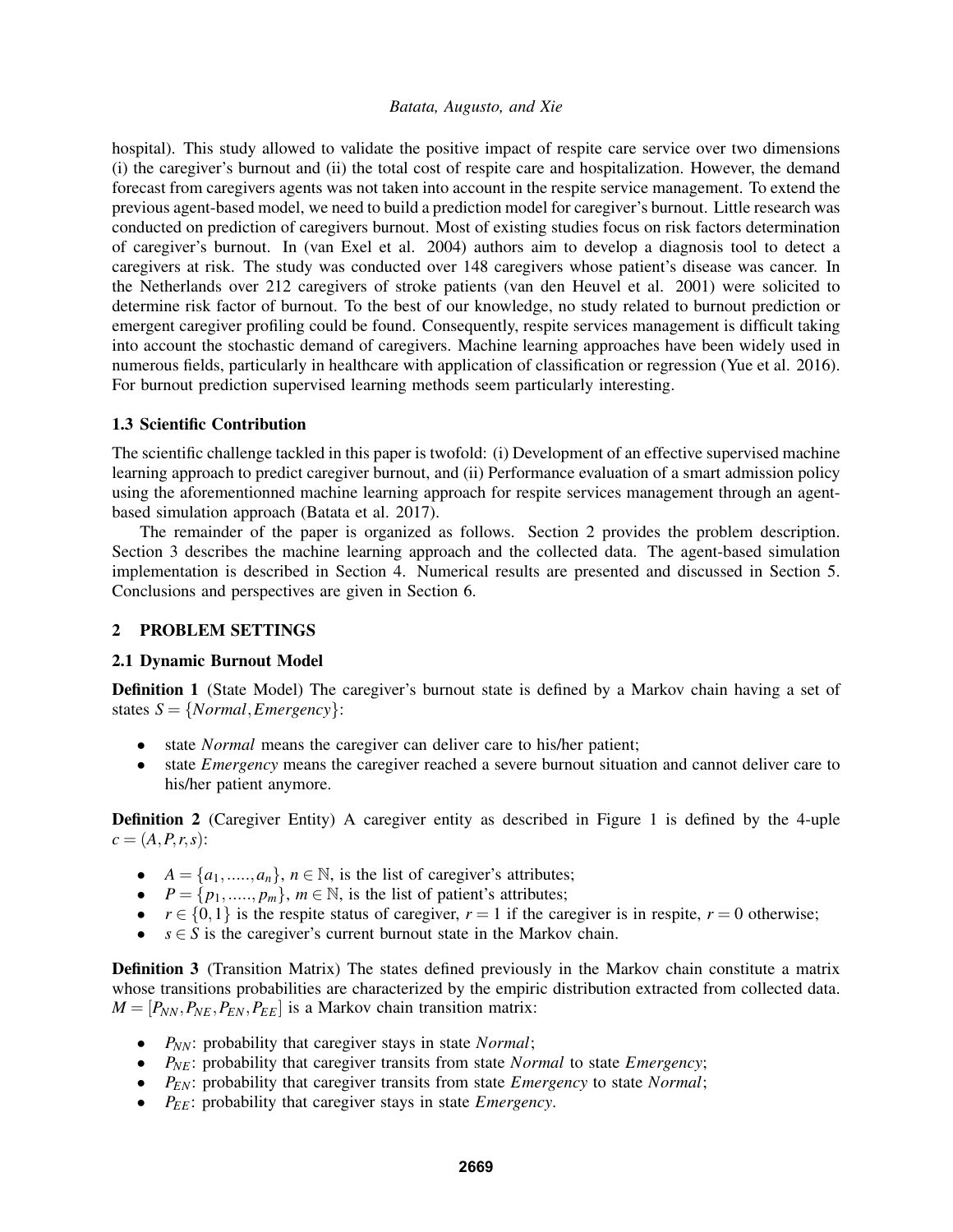hospital). This study allowed to validate the positive impact of respite care service over two dimensions (i) the caregiver's burnout and (ii) the total cost of respite care and hospitalization. However, the demand forecast from caregivers agents was not taken into account in the respite service management. To extend the previous agent-based model, we need to build a prediction model for caregiver's burnout. Little research was conducted on prediction of caregivers burnout. Most of existing studies focus on risk factors determination of caregiver's burnout. In (van Exel et al. 2004) authors aim to develop a diagnosis tool to detect a caregivers at risk. The study was conducted over 148 caregivers whose patient's disease was cancer. In the Netherlands over 212 caregivers of stroke patients (van den Heuvel et al. 2001) were solicited to determine risk factor of burnout. To the best of our knowledge, no study related to burnout prediction or emergent caregiver profiling could be found. Consequently, respite services management is difficult taking into account the stochastic demand of caregivers. Machine learning approaches have been widely used in numerous fields, particularly in healthcare with application of classification or regression (Yue et al. 2016). For burnout prediction supervised learning methods seem particularly interesting.

### 1.3 Scientific Contribution

The scientific challenge tackled in this paper is twofold: (i) Development of an effective supervised machine learning approach to predict caregiver burnout, and (ii) Performance evaluation of a smart admission policy using the aforementionned machine learning approach for respite services management through an agent-based simulation approach (Batata et al. 2017).

The remainder of the paper is organized as follows. Section 2 provides the problem description. Section 3 describes the machine learning approach and the collected data. The agent-based simulation implementation is described in Section 4. Numerical results are presented and discussed in Section 5. Conclusions and perspectives are given in Section 6.

## 2 PROBLEM SETTINGS

### 2.1 Dynamic Burnout Model

**Definition 1** (State Model) The caregiver's burnout state is defined by a Markov chain having a set of states $S = \{Normal, Emergency\}$:

- state *Normal* means the caregiver can deliver care to his/her patient;
- state *Emergency* means the caregiver reached a severe burnout situation and cannot deliver care to his/her patient anymore.

**Definition 2** (Caregiver Entity) A caregiver entity as described in Figure 1 is defined by the 4-uple $c = (A, P, r, s)$:

- $A = \{a_1, \ldots\ldots, a_n\}$, $n \in \mathbb{N}$, is the list of caregiver's attributes;
- $P = \{p_1, \ldots\ldots, p_m\}$, $m \in \mathbb{N}$, is the list of patient's attributes;
- $r \in \{0, 1\}$ is the respite status of caregiver, $r = 1$ if the caregiver is in respite, $r = 0$ otherwise;
- $s \in S$ is the caregiver's current burnout state in the Markov chain.

**Definition 3** (Transition Matrix) The states defined previously in the Markov chain constitute a matrix whose transitions probabilities are characterized by the empiric distribution extracted from collected data. $M = [P_{NN}, P_{NE}, P_{EN}, P_{EE}]$ is a Markov chain transition matrix:

- $P_{NN}$: probability that caregiver stays in state *Normal*;
- $P_{NE}$: probability that caregiver transits from state *Normal* to state *Emergency*;
- $P_{EN}$: probability that caregiver transits from state *Emergency* to state *Normal*;
- $P_{EE}$: probability that caregiver stays in state *Emergency*.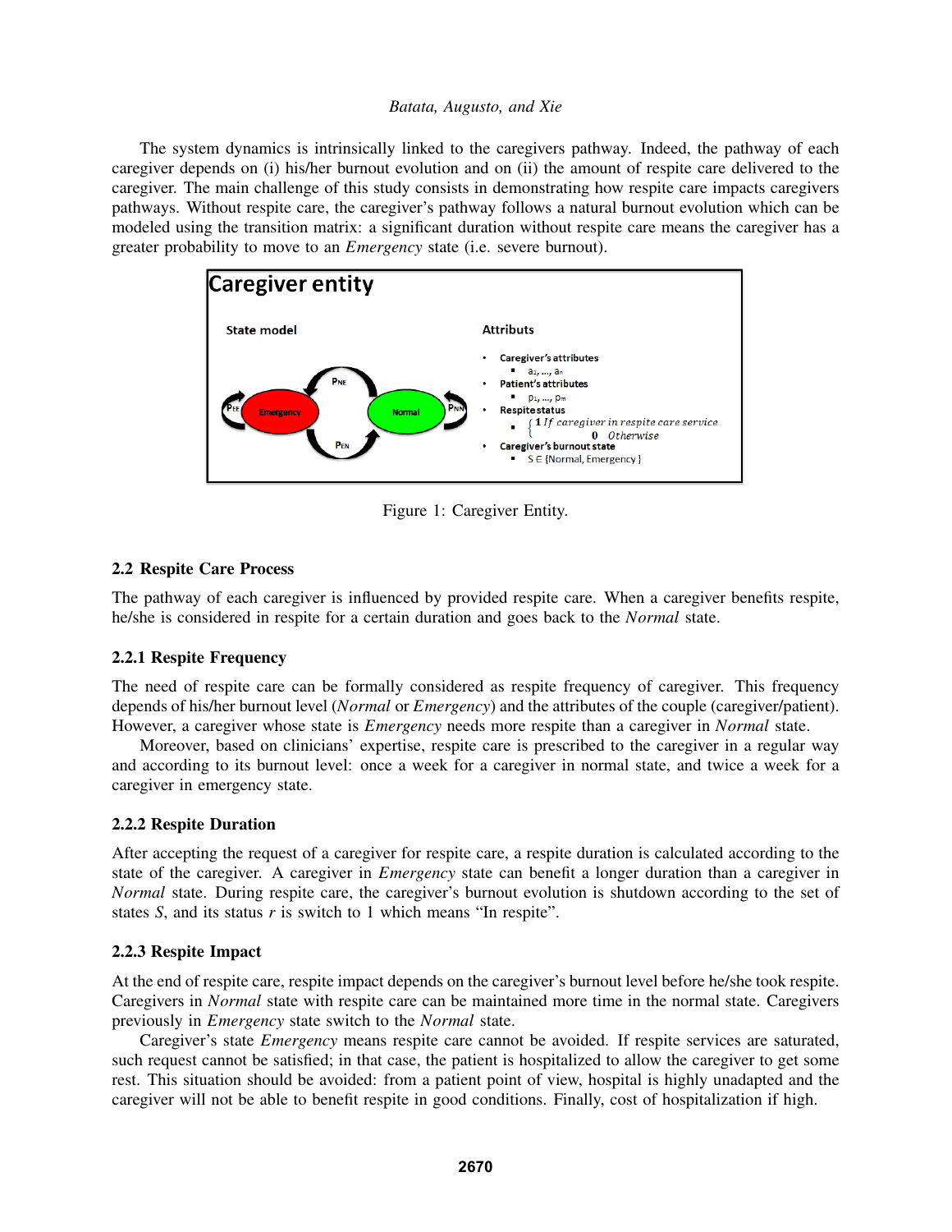The system dynamics is intrinsically linked to the caregivers pathway. Indeed, the pathway of each caregiver depends on (i) his/her burnout evolution and on (ii) the amount of respite care delivered to the caregiver. The main challenge of this study consists in demonstrating how respite care impacts caregivers pathways. Without respite care, the caregiver's pathway follows a natural burnout evolution which can be modeled using the transition matrix: a significant duration without respite care means the caregiver has a greater probability to move to an *Emergency* state (i.e. severe burnout).

**Caregiver entity**

State model

Attributs

- Caregiver's attributes
  - $a_1, \ldots, a_n$
- Patient's attributes
  - $p_1, \ldots, p_m$
- Respite status
  - $\begin{cases} 1 & \text{If caregiver in respite care service} \\ 0 & \text{Otherwise} \end{cases}$
- Caregiver's burnout state
  - $S \in$ {Normal, Emergency}

Figure 1: Caregiver Entity.

### 2.2 Respite Care Process

The pathway of each caregiver is influenced by provided respite care. When a caregiver benefits respite, he/she is considered in respite for a certain duration and goes back to the *Normal* state.

#### 2.2.1 Respite Frequency

The need of respite care can be formally considered as respite frequency of caregiver. This frequency depends of his/her burnout level (*Normal* or *Emergency*) and the attributes of the couple (caregiver/patient). However, a caregiver whose state is *Emergency* needs more respite than a caregiver in *Normal* state.

Moreover, based on clinicians' expertise, respite care is prescribed to the caregiver in a regular way and according to its burnout level: once a week for a caregiver in normal state, and twice a week for a caregiver in emergency state.

#### 2.2.2 Respite Duration

After accepting the request of a caregiver for respite care, a respite duration is calculated according to the state of the caregiver. A caregiver in *Emergency* state can benefit a longer duration than a caregiver in *Normal* state. During respite care, the caregiver's burnout evolution is shutdown according to the set of states $S$, and its status $r$ is switch to 1 which means "In respite".

#### 2.2.3 Respite Impact

At the end of respite care, respite impact depends on the caregiver's burnout level before he/she took respite. Caregivers in *Normal* state with respite care can be maintained more time in the normal state. Caregivers previously in *Emergency* state switch to the *Normal* state.

Caregiver's state *Emergency* means respite care cannot be avoided. If respite services are saturated, such request cannot be satisfied; in that case, the patient is hospitalized to allow the caregiver to get some rest. This situation should be avoided: from a patient point of view, hospital is highly unadapted and the caregiver will not be able to benefit respite in good conditions. Finally, cost of hospitalization if high.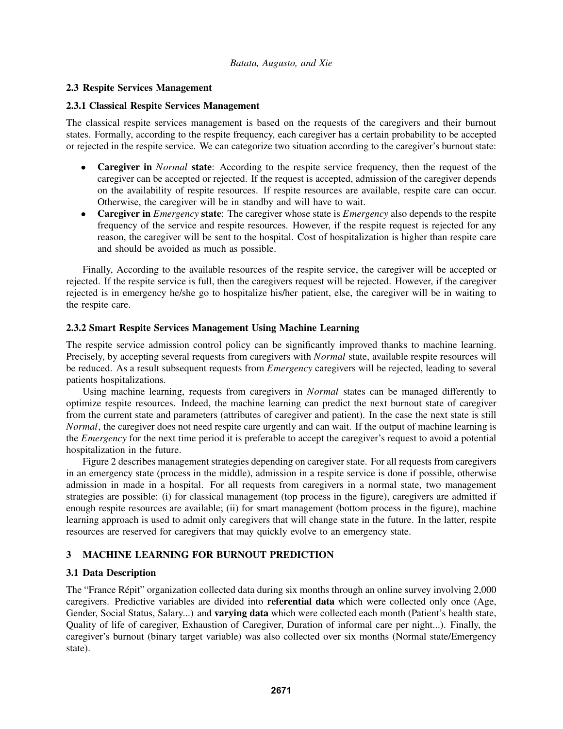### 2.3 Respite Services Management

#### 2.3.1 Classical Respite Services Management

The classical respite services management is based on the requests of the caregivers and their burnout states. Formally, according to the respite frequency, each caregiver has a certain probability to be accepted or rejected in the respite service. We can categorize two situation according to the caregiver's burnout state:

- **Caregiver in *Normal* state**: According to the respite service frequency, then the request of the caregiver can be accepted or rejected. If the request is accepted, admission of the caregiver depends on the availability of respite resources. If respite resources are available, respite care can occur. Otherwise, the caregiver will be in standby and will have to wait.
- **Caregiver in *Emergency* state**: The caregiver whose state is *Emergency* also depends to the respite frequency of the service and respite resources. However, if the respite request is rejected for any reason, the caregiver will be sent to the hospital. Cost of hospitalization is higher than respite care and should be avoided as much as possible.

Finally, According to the available resources of the respite service, the caregiver will be accepted or rejected. If the respite service is full, then the caregivers request will be rejected. However, if the caregiver rejected is in emergency he/she go to hospitalize his/her patient, else, the caregiver will be in waiting to the respite care.

#### 2.3.2 Smart Respite Services Management Using Machine Learning

The respite service admission control policy can be significantly improved thanks to machine learning. Precisely, by accepting several requests from caregivers with *Normal* state, available respite resources will be reduced. As a result subsequent requests from *Emergency* caregivers will be rejected, leading to several patients hospitalizations.

Using machine learning, requests from caregivers in *Normal* states can be managed differently to optimize respite resources. Indeed, the machine learning can predict the next burnout state of caregiver from the current state and parameters (attributes of caregiver and patient). In the case the next state is still *Normal*, the caregiver does not need respite care urgently and can wait. If the output of machine learning is the *Emergency* for the next time period it is preferable to accept the caregiver's request to avoid a potential hospitalization in the future.

Figure 2 describes management strategies depending on caregiver state. For all requests from caregivers in an emergency state (process in the middle), admission in a respite service is done if possible, otherwise admission in made in a hospital. For all requests from caregivers in a normal state, two management strategies are possible: (i) for classical management (top process in the figure), caregivers are admitted if enough respite resources are available; (ii) for smart management (bottom process in the figure), machine learning approach is used to admit only caregivers that will change state in the future. In the latter, respite resources are reserved for caregivers that may quickly evolve to an emergency state.

## 3 MACHINE LEARNING FOR BURNOUT PREDICTION

### 3.1 Data Description

The "France Répit" organization collected data during six months through an online survey involving 2,000 caregivers. Predictive variables are divided into **referential data** which were collected only once (Age, Gender, Social Status, Salary...) and **varying data** which were collected each month (Patient's health state, Quality of life of caregiver, Exhaustion of Caregiver, Duration of informal care per night...). Finally, the caregiver's burnout (binary target variable) was also collected over six months (Normal state/Emergency state).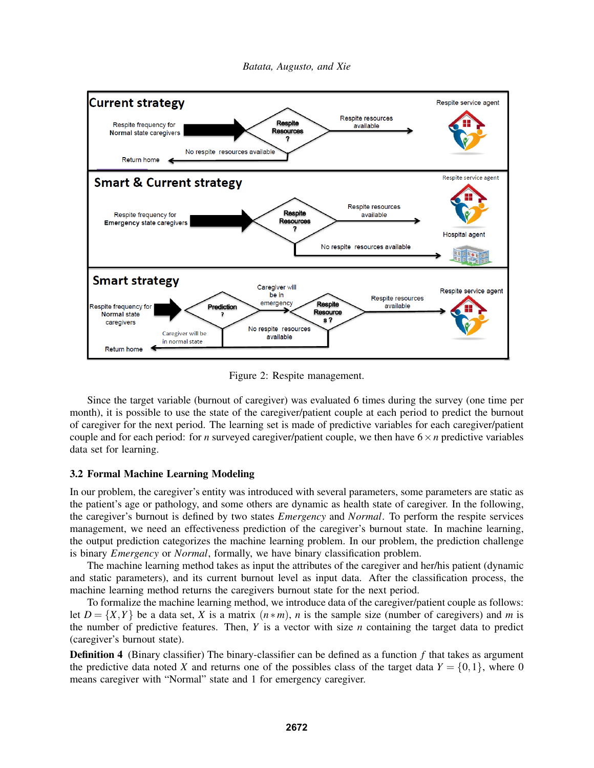Figure 2: Respite management.

Since the target variable (burnout of caregiver) was evaluated 6 times during the survey (one time per month), it is possible to use the state of the caregiver/patient couple at each period to predict the burnout of caregiver for the next period. The learning set is made of predictive variables for each caregiver/patient couple and for each period: for $n$ surveyed caregiver/patient couple, we then have $6 \times n$ predictive variables data set for learning.

### 3.2 Formal Machine Learning Modeling

In our problem, the caregiver's entity was introduced with several parameters, some parameters are static as the patient's age or pathology, and some others are dynamic as health state of caregiver. In the following, the caregiver's burnout is defined by two states *Emergency* and *Normal*. To perform the respite services management, we need an effectiveness prediction of the caregiver's burnout state. In machine learning, the output prediction categorizes the machine learning problem. In our problem, the prediction challenge is binary *Emergency* or *Normal*, formally, we have binary classification problem.

The machine learning method takes as input the attributes of the caregiver and her/his patient (dynamic and static parameters), and its current burnout level as input data. After the classification process, the machine learning method returns the caregivers burnout state for the next period.

To formalize the machine learning method, we introduce data of the caregiver/patient couple as follows: let $D = \{X, Y\}$ be a data set, $X$ is a matrix $(n * m)$, $n$ is the sample size (number of caregivers) and $m$ is the number of predictive features. Then, $Y$ is a vector with size $n$ containing the target data to predict (caregiver's burnout state).

**Definition 4** (Binary classifier) The binary-classifier can be defined as a function $f$ that takes as argument the predictive data noted $X$ and returns one of the possibles class of the target data $Y = \{0, 1\}$, where 0 means caregiver with "Normal" state and 1 for emergency caregiver.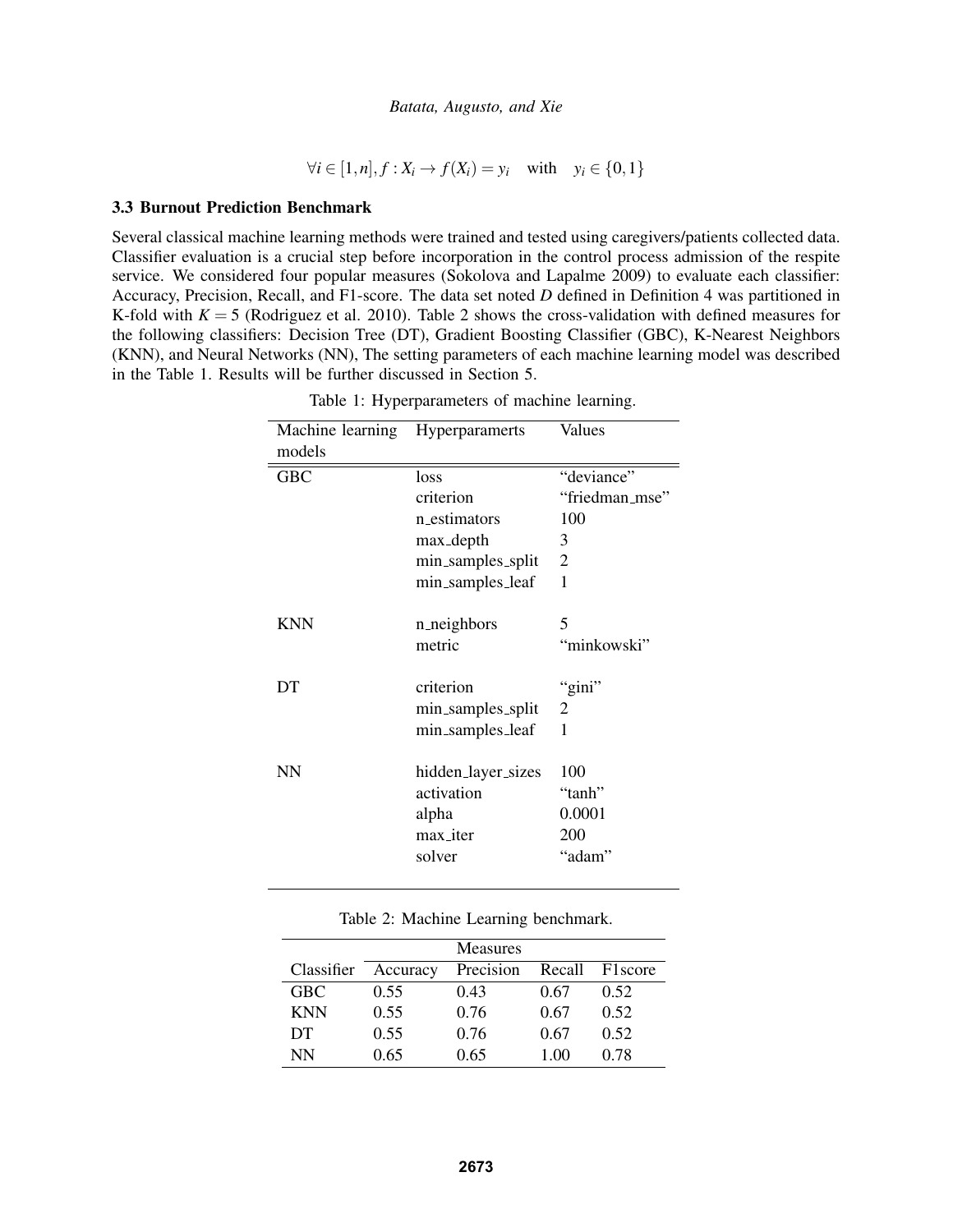$$\forall i \in [1,n], f : X_i \rightarrow f(X_i) = y_i \quad \text{with} \quad y_i \in \{0,1\}$$

### 3.3 Burnout Prediction Benchmark

Several classical machine learning methods were trained and tested using caregivers/patients collected data. Classifier evaluation is a crucial step before incorporation in the control process admission of the respite service. We considered four popular measures (Sokolova and Lapalme 2009) to evaluate each classifier: Accuracy, Precision, Recall, and F1-score. The data set noted $D$ defined in Definition 4 was partitioned in K-fold with $K = 5$ (Rodriguez et al. 2010). Table 2 shows the cross-validation with defined measures for the following classifiers: Decision Tree (DT), Gradient Boosting Classifier (GBC), K-Nearest Neighbors (KNN), and Neural Networks (NN), The setting parameters of each machine learning model was described in the Table 1. Results will be further discussed in Section 5.

Table 1: Hyperparameters of machine learning.

| Machine learning models | Hyperparamerts | Values |
|---|---|---|
| GBC | loss | "deviance" |
| | criterion | "friedman_mse" |
| | n_estimators | 100 |
| | max_depth | 3 |
| | min_samples_split | 2 |
| | min_samples_leaf | 1 |
| KNN | n_neighbors | 5 |
| | metric | "minkowski" |
| DT | criterion | "gini" |
| | min_samples_split | 2 |
| | min_samples_leaf | 1 |
| NN | hidden_layer_sizes | 100 |
| | activation | "tanh" |
| | alpha | 0.0001 |
| | max_iter | 200 |
| | solver | "adam" |

Table 2: Machine Learning benchmark.

| | Measures | | | |
|---|---|---|---|---|
| Classifier | Accuracy | Precision | Recall | F1score |
| GBC | 0.55 | 0.43 | 0.67 | 0.52 |
| KNN | 0.55 | 0.76 | 0.67 | 0.52 |
| DT | 0.55 | 0.76 | 0.67 | 0.52 |
| NN | 0.65 | 0.65 | 1.00 | 0.78 |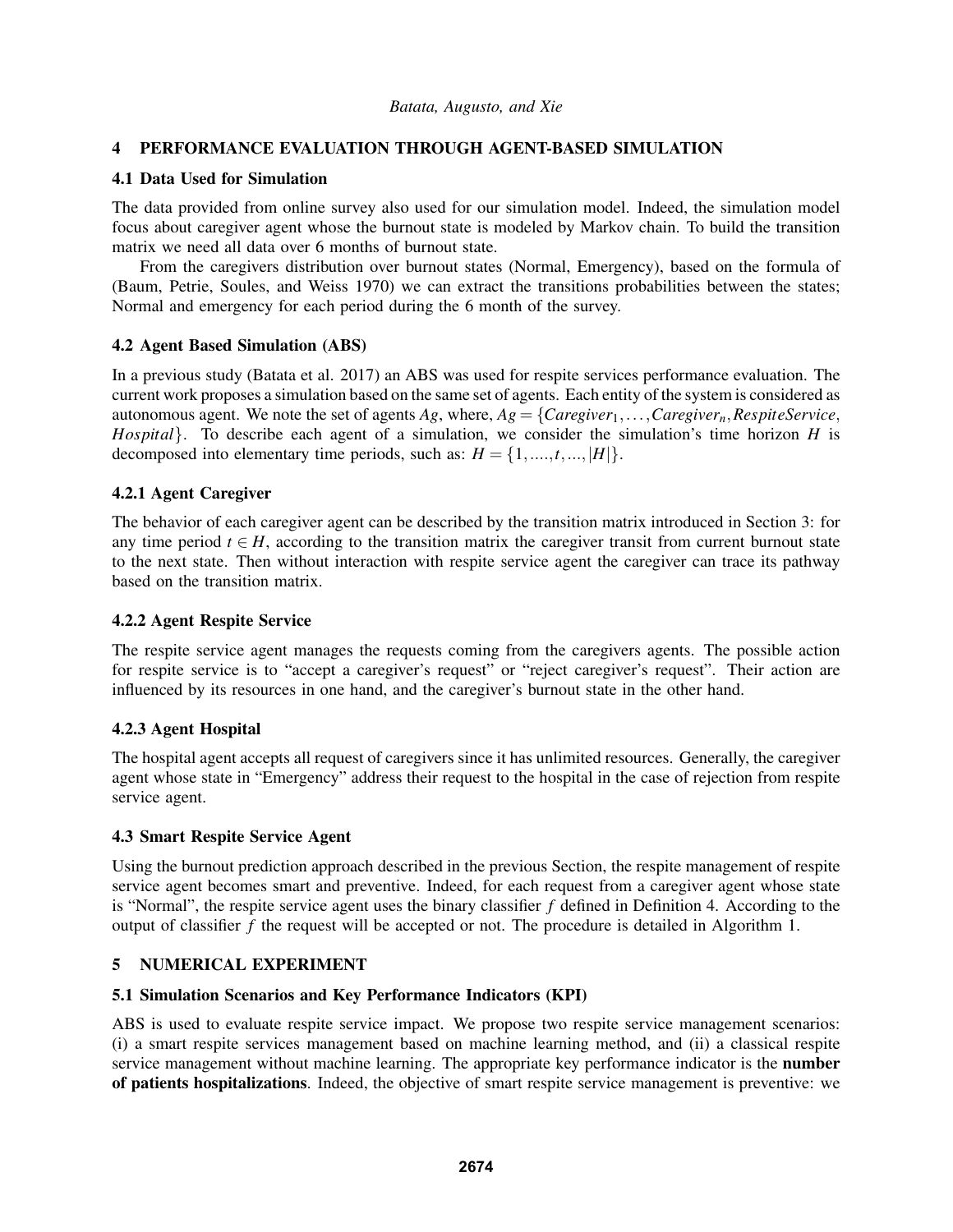## 4 PERFORMANCE EVALUATION THROUGH AGENT-BASED SIMULATION

### 4.1 Data Used for Simulation

The data provided from online survey also used for our simulation model. Indeed, the simulation model focus about caregiver agent whose the burnout state is modeled by Markov chain. To build the transition matrix we need all data over 6 months of burnout state.

From the caregivers distribution over burnout states (Normal, Emergency), based on the formula of (Baum, Petrie, Soules, and Weiss 1970) we can extract the transitions probabilities between the states; Normal and emergency for each period during the 6 month of the survey.

### 4.2 Agent Based Simulation (ABS)

In a previous study (Batata et al. 2017) an ABS was used for respite services performance evaluation. The current work proposes a simulation based on the same set of agents. Each entity of the system is considered as autonomous agent. We note the set of agents $Ag$, where, $Ag = \{Caregiver_1, \ldots, Caregiver_n, RespiteService, Hospital\}$. To describe each agent of a simulation, we consider the simulation's time horizon $H$ is decomposed into elementary time periods, such as: $H = \{1, ...., t, ..., |H|\}$.

#### 4.2.1 Agent Caregiver

The behavior of each caregiver agent can be described by the transition matrix introduced in Section 3: for any time period $t \in H$, according to the transition matrix the caregiver transit from current burnout state to the next state. Then without interaction with respite service agent the caregiver can trace its pathway based on the transition matrix.

#### 4.2.2 Agent Respite Service

The respite service agent manages the requests coming from the caregivers agents. The possible action for respite service is to "accept a caregiver's request" or "reject caregiver's request". Their action are influenced by its resources in one hand, and the caregiver's burnout state in the other hand.

#### 4.2.3 Agent Hospital

The hospital agent accepts all request of caregivers since it has unlimited resources. Generally, the caregiver agent whose state in "Emergency" address their request to the hospital in the case of rejection from respite service agent.

### 4.3 Smart Respite Service Agent

Using the burnout prediction approach described in the previous Section, the respite management of respite service agent becomes smart and preventive. Indeed, for each request from a caregiver agent whose state is "Normal", the respite service agent uses the binary classifier $f$ defined in Definition 4. According to the output of classifier $f$ the request will be accepted or not. The procedure is detailed in Algorithm 1.

## 5 NUMERICAL EXPERIMENT

### 5.1 Simulation Scenarios and Key Performance Indicators (KPI)

ABS is used to evaluate respite service impact. We propose two respite service management scenarios: (i) a smart respite services management based on machine learning method, and (ii) a classical respite service management without machine learning. The appropriate key performance indicator is the **number of patients hospitalizations**. Indeed, the objective of smart respite service management is preventive: we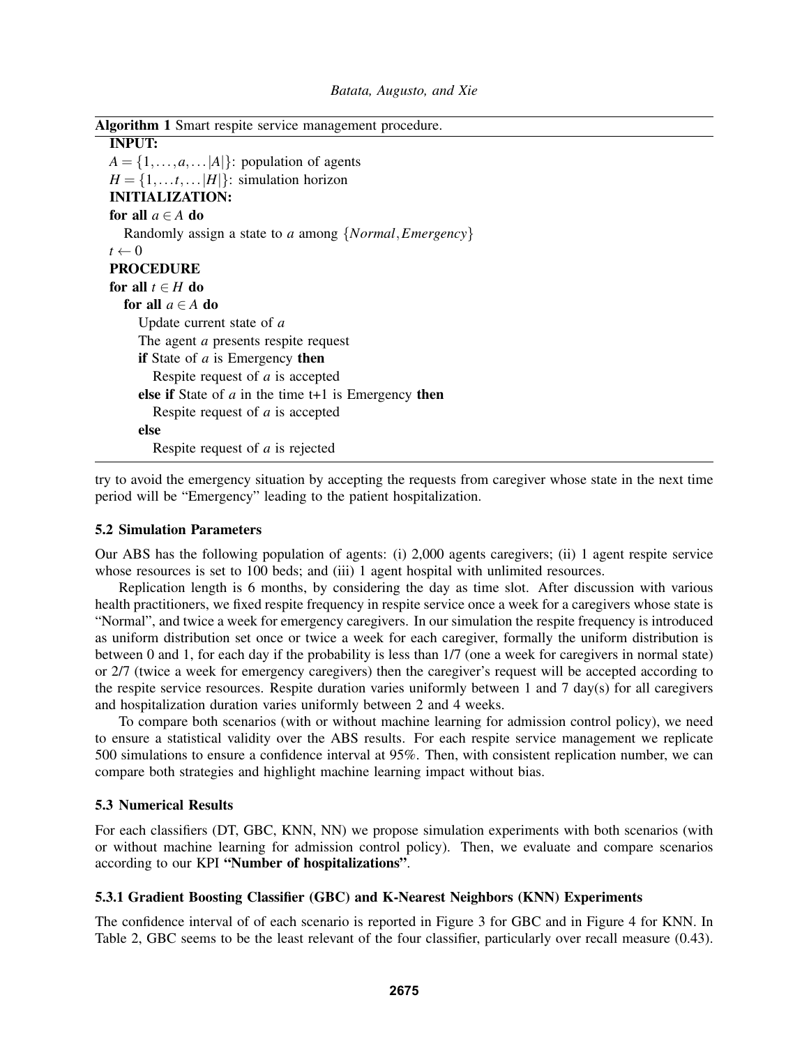**Algorithm 1** Smart respite service management procedure.

**INPUT:**
$A = \{1, \ldots, a, \ldots |A|\}$: population of agents
$H = \{1, \ldots t, \ldots |H|\}$: simulation horizon
**INITIALIZATION:**
**for all** $a \in A$ **do**
  Randomly assign a state to $a$ among $\{Normal, Emergency\}$
$t \leftarrow 0$
**PROCEDURE**
**for all** $t \in H$ **do**
  **for all** $a \in A$ **do**
    Update current state of $a$
    The agent $a$ presents respite request
    **if** State of $a$ is Emergency **then**
      Respite request of $a$ is accepted
    **else if** State of $a$ in the time t+1 is Emergency **then**
      Respite request of $a$ is accepted
    **else**
      Respite request of $a$ is rejected

try to avoid the emergency situation by accepting the requests from caregiver whose state in the next time period will be "Emergency" leading to the patient hospitalization.

### 5.2 Simulation Parameters

Our ABS has the following population of agents: (i) 2,000 agents caregivers; (ii) 1 agent respite service whose resources is set to 100 beds; and (iii) 1 agent hospital with unlimited resources.

Replication length is 6 months, by considering the day as time slot. After discussion with various health practitioners, we fixed respite frequency in respite service once a week for a caregivers whose state is "Normal", and twice a week for emergency caregivers. In our simulation the respite frequency is introduced as uniform distribution set once or twice a week for each caregiver, formally the uniform distribution is between 0 and 1, for each day if the probability is less than 1/7 (one a week for caregivers in normal state) or 2/7 (twice a week for emergency caregivers) then the caregiver's request will be accepted according to the respite service resources. Respite duration varies uniformly between 1 and 7 day(s) for all caregivers and hospitalization duration varies uniformly between 2 and 4 weeks.

To compare both scenarios (with or without machine learning for admission control policy), we need to ensure a statistical validity over the ABS results. For each respite service management we replicate 500 simulations to ensure a confidence interval at 95%. Then, with consistent replication number, we can compare both strategies and highlight machine learning impact without bias.

### 5.3 Numerical Results

For each classifiers (DT, GBC, KNN, NN) we propose simulation experiments with both scenarios (with or without machine learning for admission control policy). Then, we evaluate and compare scenarios according to our KPI **"Number of hospitalizations"**.

#### 5.3.1 Gradient Boosting Classifier (GBC) and K-Nearest Neighbors (KNN) Experiments

The confidence interval of of each scenario is reported in Figure 3 for GBC and in Figure 4 for KNN. In Table 2, GBC seems to be the least relevant of the four classifier, particularly over recall measure (0.43).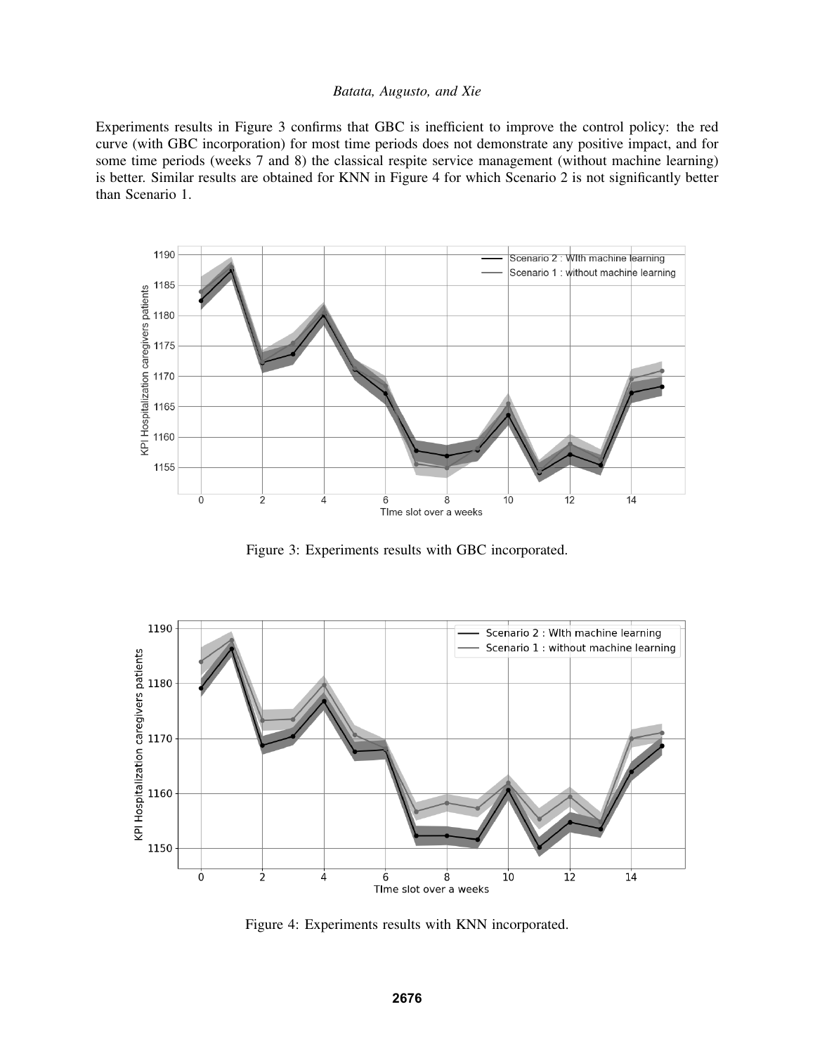Experiments results in Figure 3 confirms that GBC is inefficient to improve the control policy: the red curve (with GBC incorporation) for most time periods does not demonstrate any positive impact, and for some time periods (weeks 7 and 8) the classical respite service management (without machine learning) is better. Similar results are obtained for KNN in Figure 4 for which Scenario 2 is not significantly better than Scenario 1.

Figure 3: Experiments results with GBC incorporated.

Figure 4: Experiments results with KNN incorporated.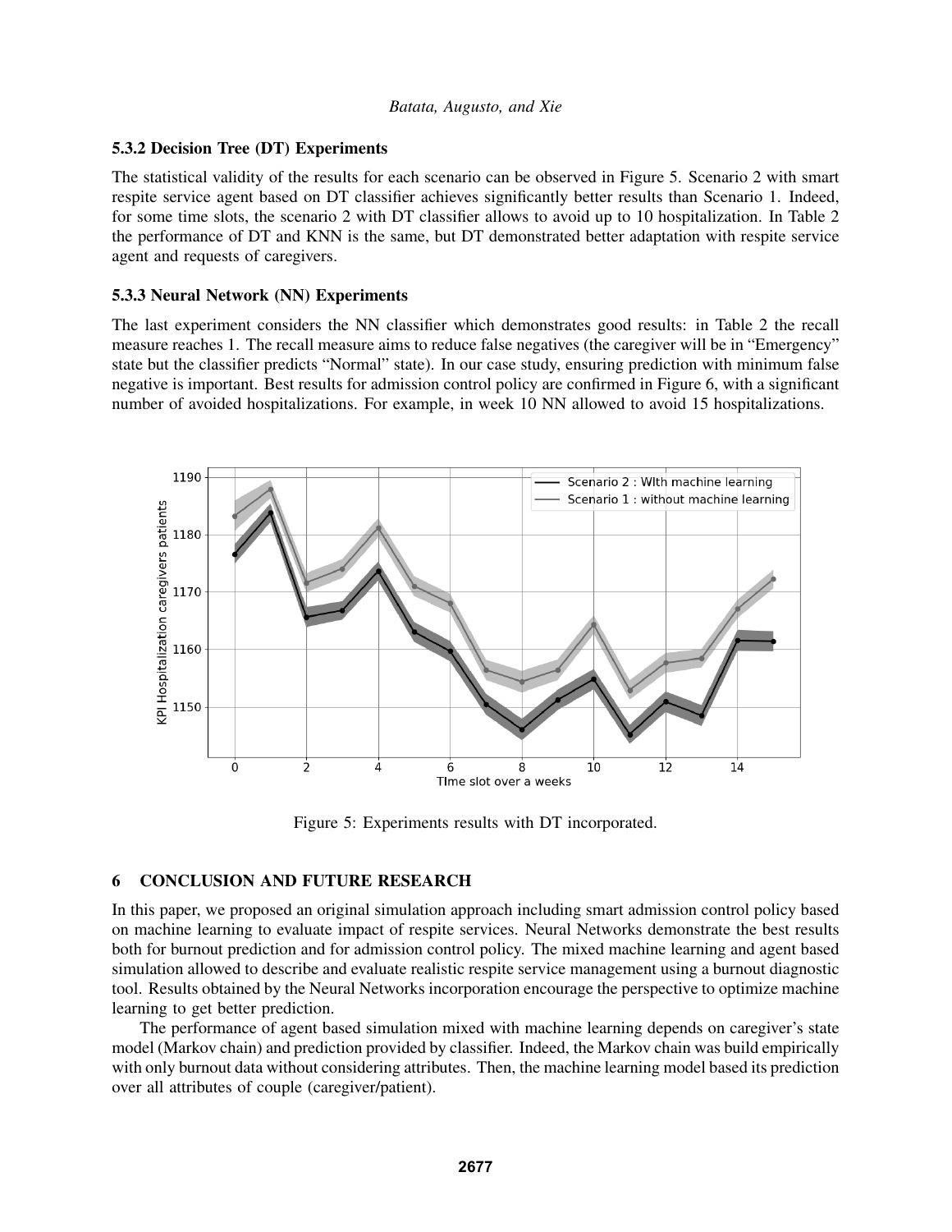### 5.3.2 Decision Tree (DT) Experiments

The statistical validity of the results for each scenario can be observed in Figure 5. Scenario 2 with smart respite service agent based on DT classifier achieves significantly better results than Scenario 1. Indeed, for some time slots, the scenario 2 with DT classifier allows to avoid up to 10 hospitalization. In Table 2 the performance of DT and KNN is the same, but DT demonstrated better adaptation with respite service agent and requests of caregivers.

### 5.3.3 Neural Network (NN) Experiments

The last experiment considers the NN classifier which demonstrates good results: in Table 2 the recall measure reaches 1. The recall measure aims to reduce false negatives (the caregiver will be in "Emergency" state but the classifier predicts "Normal" state). In our case study, ensuring prediction with minimum false negative is important. Best results for admission control policy are confirmed in Figure 6, with a significant number of avoided hospitalizations. For example, in week 10 NN allowed to avoid 15 hospitalizations.

Figure 5: Experiments results with DT incorporated.

## 6 CONCLUSION AND FUTURE RESEARCH

In this paper, we proposed an original simulation approach including smart admission control policy based on machine learning to evaluate impact of respite services. Neural Networks demonstrate the best results both for burnout prediction and for admission control policy. The mixed machine learning and agent based simulation allowed to describe and evaluate realistic respite service management using a burnout diagnostic tool. Results obtained by the Neural Networks incorporation encourage the perspective to optimize machine learning to get better prediction.

The performance of agent based simulation mixed with machine learning depends on caregiver's state model (Markov chain) and prediction provided by classifier. Indeed, the Markov chain was build empirically with only burnout data without considering attributes. Then, the machine learning model based its prediction over all attributes of couple (caregiver/patient).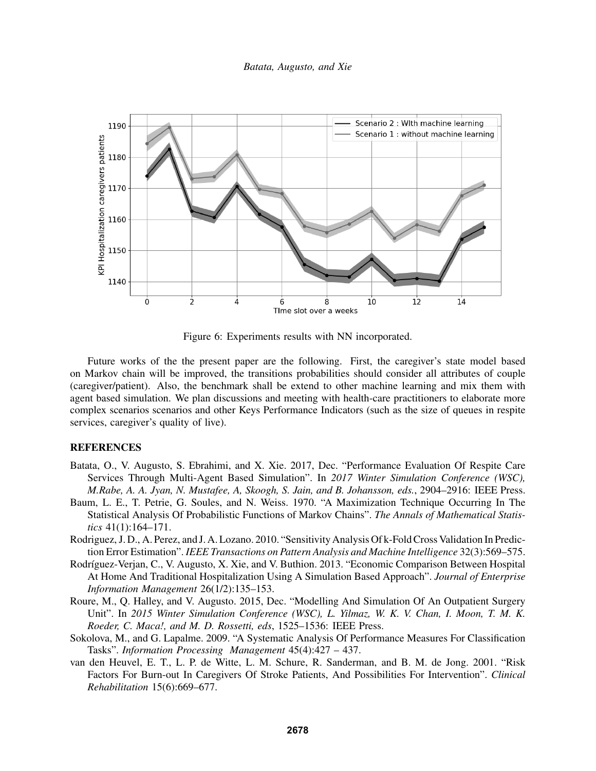Figure 6: Experiments results with NN incorporated.

Future works of the the present paper are the following. First, the caregiver's state model based on Markov chain will be improved, the transitions probabilities should consider all attributes of couple (caregiver/patient). Also, the benchmark shall be extend to other machine learning and mix them with agent based simulation. We plan discussions and meeting with health-care practitioners to elaborate more complex scenarios scenarios and other Keys Performance Indicators (such as the size of queues in respite services, caregiver's quality of live).

## REFERENCES

Batata, O., V. Augusto, S. Ebrahimi, and X. Xie. 2017, Dec. "Performance Evaluation Of Respite Care Services Through Multi-Agent Based Simulation". In *2017 Winter Simulation Conference (WSC), M.Rabe, A. A. Jyan, N. Mustafee, A, Skoogh, S. Jain, and B. Johansson, eds.*, 2904–2916: IEEE Press.

Baum, L. E., T. Petrie, G. Soules, and N. Weiss. 1970. "A Maximization Technique Occurring In The Statistical Analysis Of Probabilistic Functions of Markov Chains". *The Annals of Mathematical Statistics* 41(1):164–171.

Rodriguez, J. D., A. Perez, and J. A. Lozano. 2010. "Sensitivity Analysis Of k-Fold Cross Validation In Prediction Error Estimation". *IEEE Transactions on Pattern Analysis and Machine Intelligence* 32(3):569–575.

Rodríguez-Verjan, C., V. Augusto, X. Xie, and V. Buthion. 2013. "Economic Comparison Between Hospital At Home And Traditional Hospitalization Using A Simulation Based Approach". *Journal of Enterprise Information Management* 26(1/2):135–153.

Roure, M., Q. Halley, and V. Augusto. 2015, Dec. "Modelling And Simulation Of An Outpatient Surgery Unit". In *2015 Winter Simulation Conference (WSC), L. Yilmaz, W. K. V. Chan, I. Moon, T. M. K. Roeder, C. Maca!, and M. D. Rossetti, eds*, 1525–1536: IEEE Press.

Sokolova, M., and G. Lapalme. 2009. "A Systematic Analysis Of Performance Measures For Classification Tasks". *Information Processing Management* 45(4):427 – 437.

van den Heuvel, E. T., L. P. de Witte, L. M. Schure, R. Sanderman, and B. M. de Jong. 2001. "Risk Factors For Burn-out In Caregivers Of Stroke Patients, And Possibilities For Intervention". *Clinical Rehabilitation* 15(6):669–677.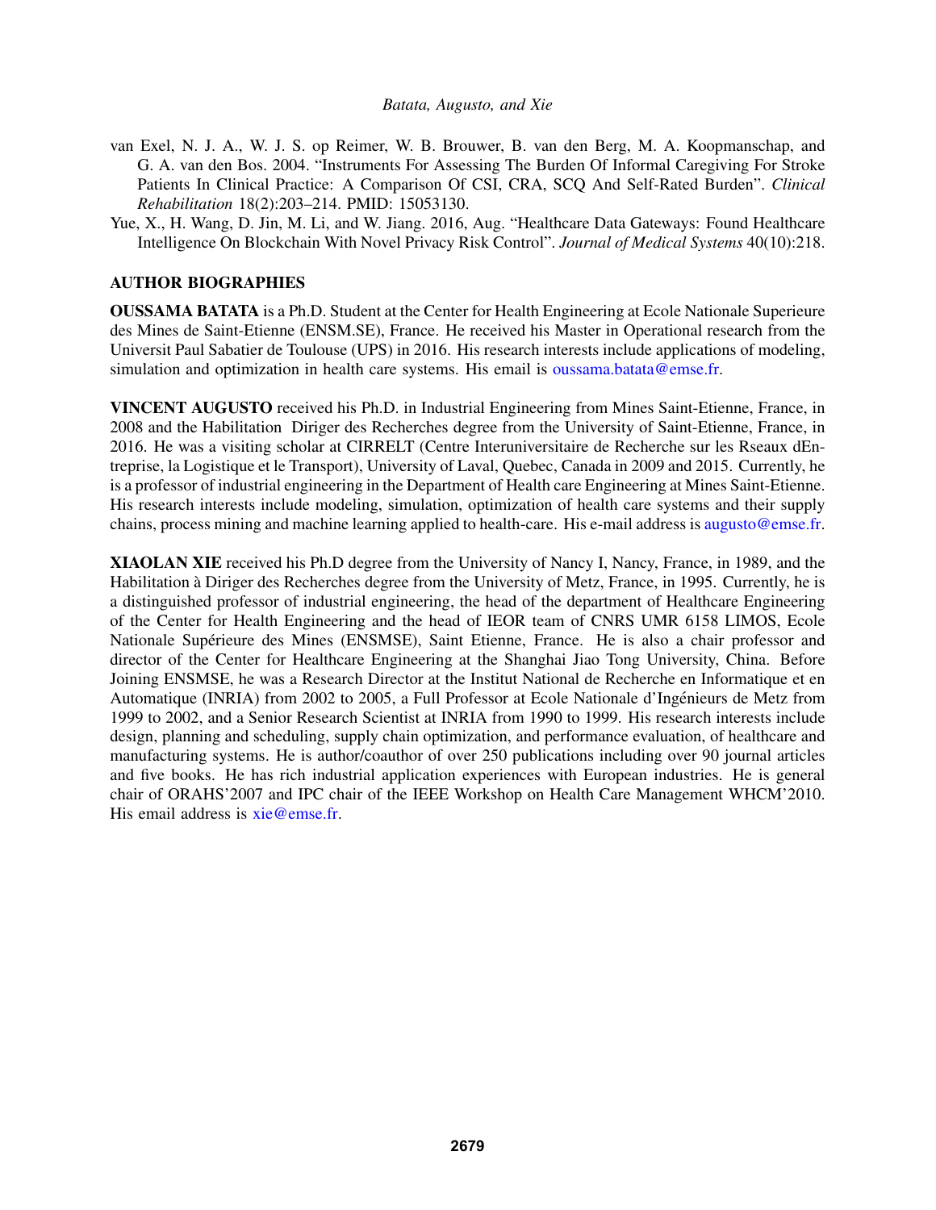van Exel, N. J. A., W. J. S. op Reimer, W. B. Brouwer, B. van den Berg, M. A. Koopmanschap, and G. A. van den Bos. 2004. "Instruments For Assessing The Burden Of Informal Caregiving For Stroke Patients In Clinical Practice: A Comparison Of CSI, CRA, SCQ And Self-Rated Burden". *Clinical Rehabilitation* 18(2):203–214. PMID: 15053130.

Yue, X., H. Wang, D. Jin, M. Li, and W. Jiang. 2016, Aug. "Healthcare Data Gateways: Found Healthcare Intelligence On Blockchain With Novel Privacy Risk Control". *Journal of Medical Systems* 40(10):218.

## AUTHOR BIOGRAPHIES

**OUSSAMA BATATA** is a Ph.D. Student at the Center for Health Engineering at Ecole Nationale Superieure des Mines de Saint-Etienne (ENSM.SE), France. He received his Master in Operational research from the Universit Paul Sabatier de Toulouse (UPS) in 2016. His research interests include applications of modeling, simulation and optimization in health care systems. His email is oussama.batata@emse.fr.

**VINCENT AUGUSTO** received his Ph.D. in Industrial Engineering from Mines Saint-Etienne, France, in 2008 and the Habilitation Diriger des Recherches degree from the University of Saint-Etienne, France, in 2016. He was a visiting scholar at CIRRELT (Centre Interuniversitaire de Recherche sur les Rseaux dEntreprise, la Logistique et le Transport), University of Laval, Quebec, Canada in 2009 and 2015. Currently, he is a professor of industrial engineering in the Department of Health care Engineering at Mines Saint-Etienne. His research interests include modeling, simulation, optimization of health care systems and their supply chains, process mining and machine learning applied to health-care. His e-mail address is augusto@emse.fr.

**XIAOLAN XIE** received his Ph.D degree from the University of Nancy I, Nancy, France, in 1989, and the Habilitation à Diriger des Recherches degree from the University of Metz, France, in 1995. Currently, he is a distinguished professor of industrial engineering, the head of the department of Healthcare Engineering of the Center for Health Engineering and the head of IEOR team of CNRS UMR 6158 LIMOS, Ecole Nationale Supérieure des Mines (ENSMSE), Saint Etienne, France. He is also a chair professor and director of the Center for Healthcare Engineering at the Shanghai Jiao Tong University, China. Before Joining ENSMSE, he was a Research Director at the Institut National de Recherche en Informatique et en Automatique (INRIA) from 2002 to 2005, a Full Professor at Ecole Nationale d'Ingénieurs de Metz from 1999 to 2002, and a Senior Research Scientist at INRIA from 1990 to 1999. His research interests include design, planning and scheduling, supply chain optimization, and performance evaluation, of healthcare and manufacturing systems. He is author/coauthor of over 250 publications including over 90 journal articles and five books. He has rich industrial application experiences with European industries. He is general chair of ORAHS'2007 and IPC chair of the IEEE Workshop on Health Care Management WHCM'2010. His email address is xie@emse.fr.